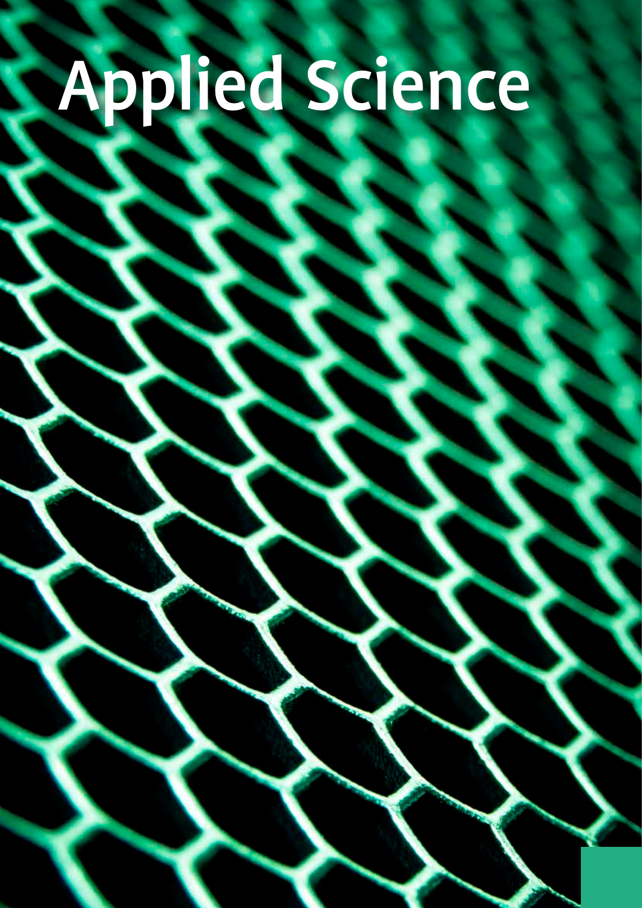# Applied Science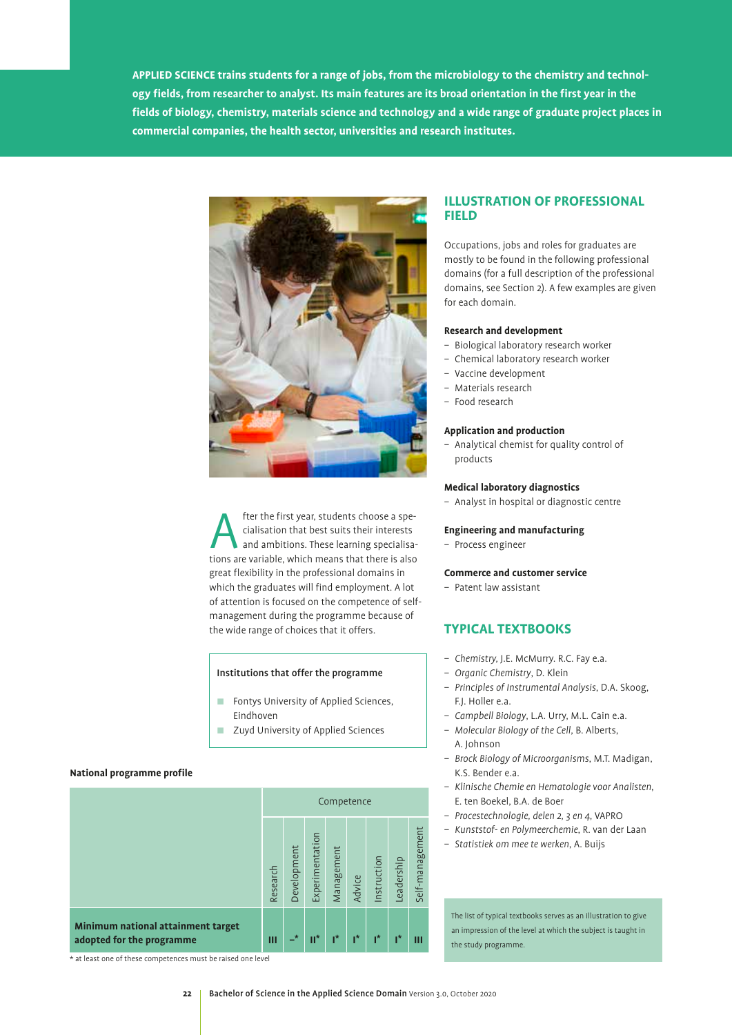**APPLIED SCIENCE trains students for a range of jobs, from the microbiology to the chemistry and technology fields, from researcher to analyst. Its main features are its broad orientation in the first year in the fields of biology, chemistry, materials science and technology and a wide range of graduate project places in commercial companies, the health sector, universities and research institutes.**

After the first year, students choose a specialisation that best suits their interests and ambitions. These learning specialisations are variable, which means that there is also great flexibility in the professional domains in which the graduates will find employment. A lot of attention is focused on the competence of self-management during the programme because of the wide range of choices that it offers.

**Institutions that offer the programme**

- Fontys University of Applied Sciences, Eindhoven
- Zuyd University of Applied Sciences

**National programme profile**

| | Competence | | | | | | | |
|---|---|---|---|---|---|---|---|---|
| | Research | Development | Experimentation | Management | Advice | Instruction | Leadership | Self-management |
| **Minimum national attainment target adopted for the programme** | III | –* | II* | I* | I* | I* | I* | III |

\* at least one of these competences must be raised one level

## ILLUSTRATION OF PROFESSIONAL FIELD

Occupations, jobs and roles for graduates are mostly to be found in the following professional domains (for a full description of the professional domains, see Section 2). A few examples are given for each domain.

**Research and development**
- Biological laboratory research worker
- Chemical laboratory research worker
- Vaccine development
- Materials research
- Food research

**Application and production**
- Analytical chemist for quality control of products

**Medical laboratory diagnostics**
- Analyst in hospital or diagnostic centre

**Engineering and manufacturing**
- Process engineer

**Commerce and customer service**
- Patent law assistant

## TYPICAL TEXTBOOKS

- *Chemistry*, J.E. McMurry. R.C. Fay e.a.
- *Organic Chemistry*, D. Klein
- *Principles of Instrumental Analysis*, D.A. Skoog, F.J. Holler e.a.
- *Campbell Biology*, L.A. Urry, M.L. Cain e.a.
- *Molecular Biology of the Cell*, B. Alberts, A. Johnson
- *Brock Biology of Microorganisms*, M.T. Madigan, K.S. Bender e.a.
- *Klinische Chemie en Hematologie voor Analisten*, E. ten Boekel, B.A. de Boer
- *Procestechnologie, delen 2, 3 en 4*, VAPRO
- *Kunststof- en Polymeerchemie*, R. van der Laan
- *Statistiek om mee te werken*, A. Buijs

The list of typical textbooks serves as an illustration to give an impression of the level at which the subject is taught in the study programme.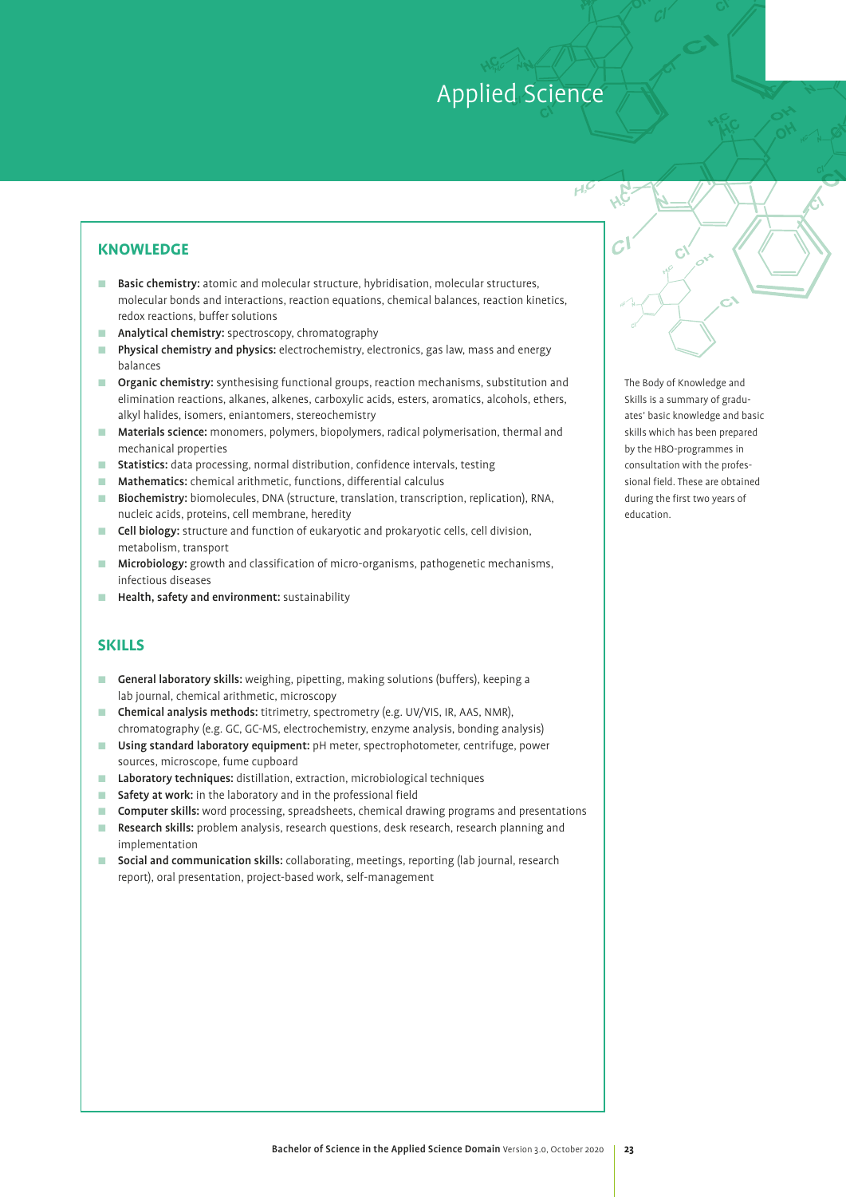# Applied Science

## KNOWLEDGE

- **Basic chemistry:** atomic and molecular structure, hybridisation, molecular structures, molecular bonds and interactions, reaction equations, chemical balances, reaction kinetics, redox reactions, buffer solutions
- **Analytical chemistry:** spectroscopy, chromatography
- **Physical chemistry and physics:** electrochemistry, electronics, gas law, mass and energy balances
- **Organic chemistry:** synthesising functional groups, reaction mechanisms, substitution and elimination reactions, alkanes, alkenes, carboxylic acids, esters, aromatics, alcohols, ethers, alkyl halides, isomers, eniantomers, stereochemistry
- **Materials science:** monomers, polymers, biopolymers, radical polymerisation, thermal and mechanical properties
- **Statistics:** data processing, normal distribution, confidence intervals, testing
- **Mathematics:** chemical arithmetic, functions, differential calculus
- **Biochemistry:** biomolecules, DNA (structure, translation, transcription, replication), RNA, nucleic acids, proteins, cell membrane, heredity
- **Cell biology:** structure and function of eukaryotic and prokaryotic cells, cell division, metabolism, transport
- **Microbiology:** growth and classification of micro-organisms, pathogenetic mechanisms, infectious diseases
- **Health, safety and environment:** sustainability

## SKILLS

- **General laboratory skills:** weighing, pipetting, making solutions (buffers), keeping a lab journal, chemical arithmetic, microscopy
- **Chemical analysis methods:** titrimetry, spectrometry (e.g. UV/VIS, IR, AAS, NMR), chromatography (e.g. GC, GC-MS, electrochemistry, enzyme analysis, bonding analysis)
- **Using standard laboratory equipment:** pH meter, spectrophotometer, centrifuge, power sources, microscope, fume cupboard
- **Laboratory techniques:** distillation, extraction, microbiological techniques
- **Safety at work:** in the laboratory and in the professional field
- **Computer skills:** word processing, spreadsheets, chemical drawing programs and presentations
- **Research skills:** problem analysis, research questions, desk research, research planning and implementation
- **Social and communication skills:** collaborating, meetings, reporting (lab journal, research report), oral presentation, project-based work, self-management

The Body of Knowledge and Skills is a summary of graduates' basic knowledge and basic skills which has been prepared by the HBO-programmes in consultation with the professional field. These are obtained during the first two years of education.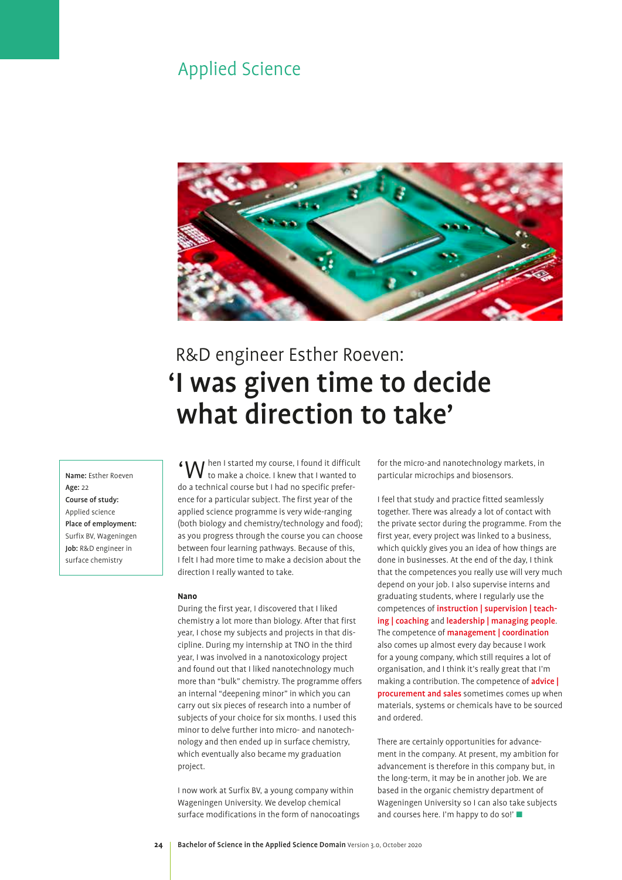# Applied Science

R&D engineer Esther Roeven:

## 'I was given time to decide what direction to take'

**Name:** Esther Roeven
**Age:** 22
**Course of study:** Applied science
**Place of employment:** Surfix BV, Wageningen
**Job:** R&D engineer in surface chemistry

'When I started my course, I found it difficult to make a choice. I knew that I wanted to do a technical course but I had no specific preference for a particular subject. The first year of the applied science programme is very wide-ranging (both biology and chemistry/technology and food); as you progress through the course you can choose between four learning pathways. Because of this, I felt I had more time to make a decision about the direction I really wanted to take.

**Nano**

During the first year, I discovered that I liked chemistry a lot more than biology. After that first year, I chose my subjects and projects in that discipline. During my internship at TNO in the third year, I was involved in a nanotoxicology project and found out that I liked nanotechnology much more than "bulk" chemistry. The programme offers an internal "deepening minor" in which you can carry out six pieces of research into a number of subjects of your choice for six months. I used this minor to delve further into micro- and nanotechnology and then ended up in surface chemistry, which eventually also became my graduation project.

I now work at Surfix BV, a young company within Wageningen University. We develop chemical surface modifications in the form of nanocoatings for the micro-and nanotechnology markets, in particular microchips and biosensors.

I feel that study and practice fitted seamlessly together. There was already a lot of contact with the private sector during the programme. From the first year, every project was linked to a business, which quickly gives you an idea of how things are done in businesses. At the end of the day, I think that the competences you really use will very much depend on your job. I also supervise interns and graduating students, where I regularly use the competences of **instruction | supervision | teaching | coaching** and **leadership | managing people**. The competence of **management | coordination** also comes up almost every day because I work for a young company, which still requires a lot of organisation, and I think it's really great that I'm making a contribution. The competence of **advice | procurement and sales** sometimes comes up when materials, systems or chemicals have to be sourced and ordered.

There are certainly opportunities for advancement in the company. At present, my ambition for advancement is therefore in this company but, in the long-term, it may be in another job. We are based in the organic chemistry department of Wageningen University so I can also take subjects and courses here. I'm happy to do so!'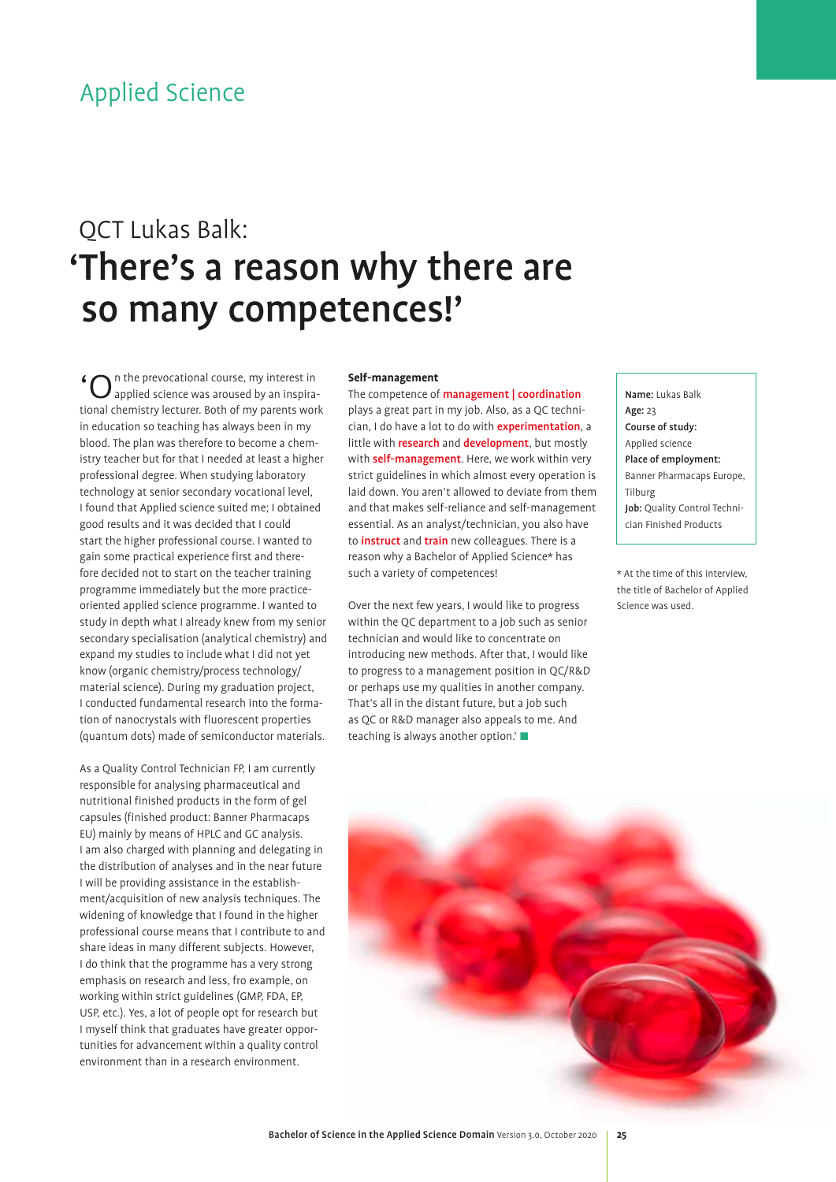## Applied Science

# QCT Lukas Balk:
# 'There's a reason why there are so many competences!'

'On the prevocational course, my interest in applied science was aroused by an inspirational chemistry lecturer. Both of my parents work in education so teaching has always been in my blood. The plan was therefore to become a chemistry teacher but for that I needed at least a higher professional degree. When studying laboratory technology at senior secondary vocational level, I found that Applied science suited me; I obtained good results and it was decided that I could start the higher professional course. I wanted to gain some practical experience first and therefore decided not to start on the teacher training programme immediately but the more practice-oriented applied science programme. I wanted to study in depth what I already knew from my senior secondary specialisation (analytical chemistry) and expand my studies to include what I did not yet know (organic chemistry/process technology/material science). During my graduation project, I conducted fundamental research into the formation of nanocrystals with fluorescent properties (quantum dots) made of semiconductor materials.

As a Quality Control Technician FP, I am currently responsible for analysing pharmaceutical and nutritional finished products in the form of gel capsules (finished product: Banner Pharmacaps EU) mainly by means of HPLC and GC analysis. I am also charged with planning and delegating in the distribution of analyses and in the near future I will be providing assistance in the establishment/acquisition of new analysis techniques. The widening of knowledge that I found in the higher professional course means that I contribute to and share ideas in many different subjects. However, I do think that the programme has a very strong emphasis on research and less, fro example, on working within strict guidelines (GMP, FDA, EP, USP, etc.). Yes, a lot of people opt for research but I myself think that graduates have greater opportunities for advancement within a quality control environment than in a research environment.

**Self-management**

The competence of **management | coordination** plays a great part in my job. Also, as a QC technician, I do have a lot to do with **experimentation**, a little with **research** and **development**, but mostly with **self-management**. Here, we work within very strict guidelines in which almost every operation is laid down. You aren't allowed to deviate from them and that makes self-reliance and self-management essential. As an analyst/technician, you also have to **instruct** and **train** new colleagues. There is a reason why a Bachelor of Applied Science* has such a variety of competences!

Over the next few years, I would like to progress within the QC department to a job such as senior technician and would like to concentrate on introducing new methods. After that, I would like to progress to a management position in QC/R&D or perhaps use my qualities in another company. That's all in the distant future, but a job such as QC or R&D manager also appeals to me. And teaching is always another option.'

**Name:** Lukas Balk
**Age:** 23
**Course of study:** Applied science
**Place of employment:** Banner Pharmacaps Europe, Tilburg
**Job:** Quality Control Technician Finished Products

* At the time of this interview, the title of Bachelor of Applied Science was used.